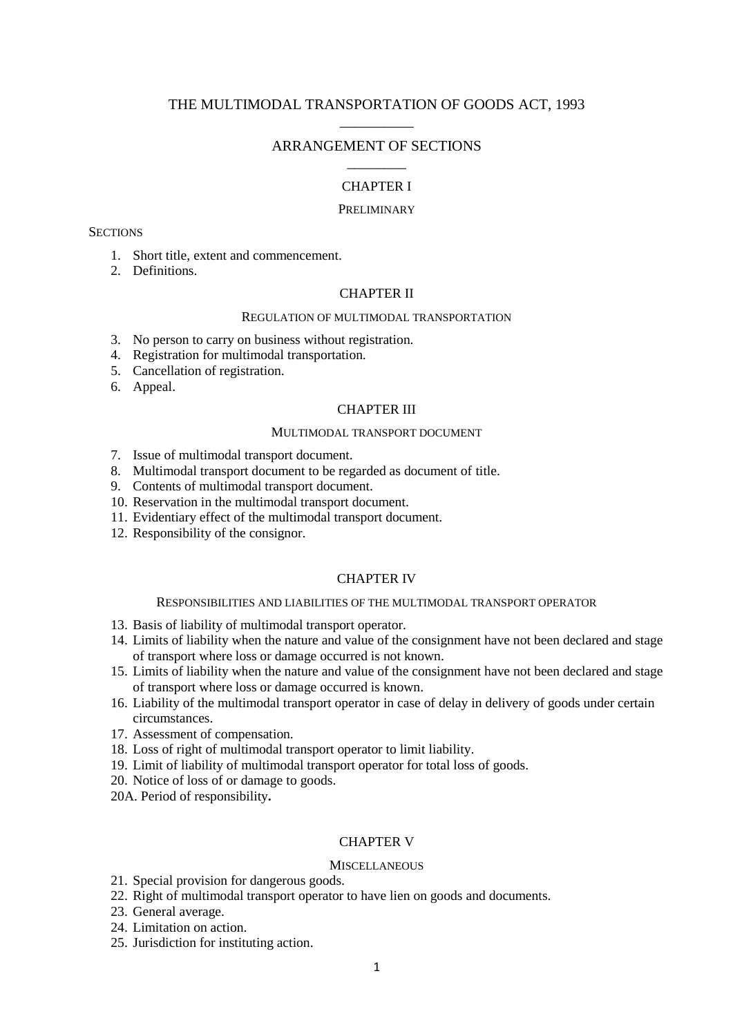# THE MULTIMODAL TRANSPORTATION OF GOODS ACT, 1993

## ARRANGEMENT OF SECTIONS

### CHAPTER I

PRELIMINARY

SECTIONS

1. Short title, extent and commencement.
2. Definitions.

### CHAPTER II

REGULATION OF MULTIMODAL TRANSPORTATION

3. No person to carry on business without registration.
4. Registration for multimodal transportation.
5. Cancellation of registration.
6. Appeal.

### CHAPTER III

MULTIMODAL TRANSPORT DOCUMENT

7. Issue of multimodal transport document.
8. Multimodal transport document to be regarded as document of title.
9. Contents of multimodal transport document.
10. Reservation in the multimodal transport document.
11. Evidentiary effect of the multimodal transport document.
12. Responsibility of the consignor.

### CHAPTER IV

RESPONSIBILITIES AND LIABILITIES OF THE MULTIMODAL TRANSPORT OPERATOR

13. Basis of liability of multimodal transport operator.
14. Limits of liability when the nature and value of the consignment have not been declared and stage of transport where loss or damage occurred is not known.
15. Limits of liability when the nature and value of the consignment have not been declared and stage of transport where loss or damage occurred is known.
16. Liability of the multimodal transport operator in case of delay in delivery of goods under certain circumstances.
17. Assessment of compensation.
18. Loss of right of multimodal transport operator to limit liability.
19. Limit of liability of multimodal transport operator for total loss of goods.
20. Notice of loss of or damage to goods.

20A. Period of responsibility**.**

### CHAPTER V

MISCELLANEOUS

21. Special provision for dangerous goods.
22. Right of multimodal transport operator to have lien on goods and documents.
23. General average.
24. Limitation on action.
25. Jurisdiction for instituting action.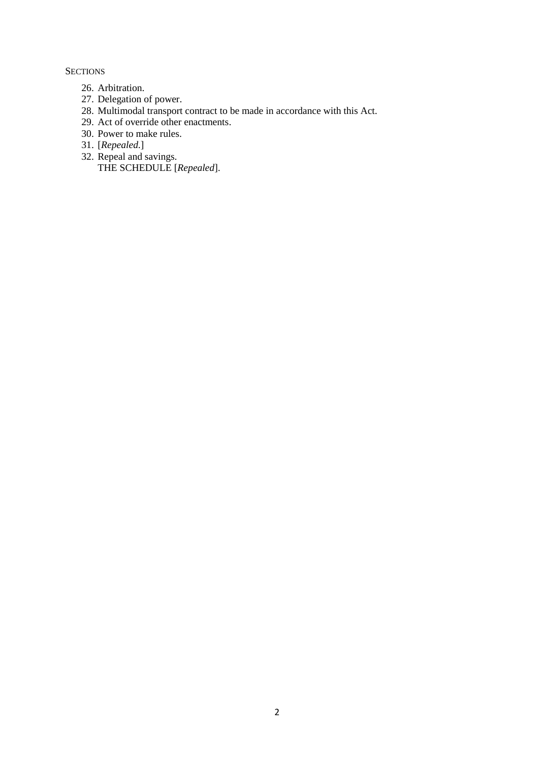SECTIONS

26. Arbitration.
27. Delegation of power.
28. Multimodal transport contract to be made in accordance with this Act.
29. Act of override other enactments.
30. Power to make rules.
31. [*Repealed.*]
32. Repeal and savings.

    THE SCHEDULE [*Repealed*].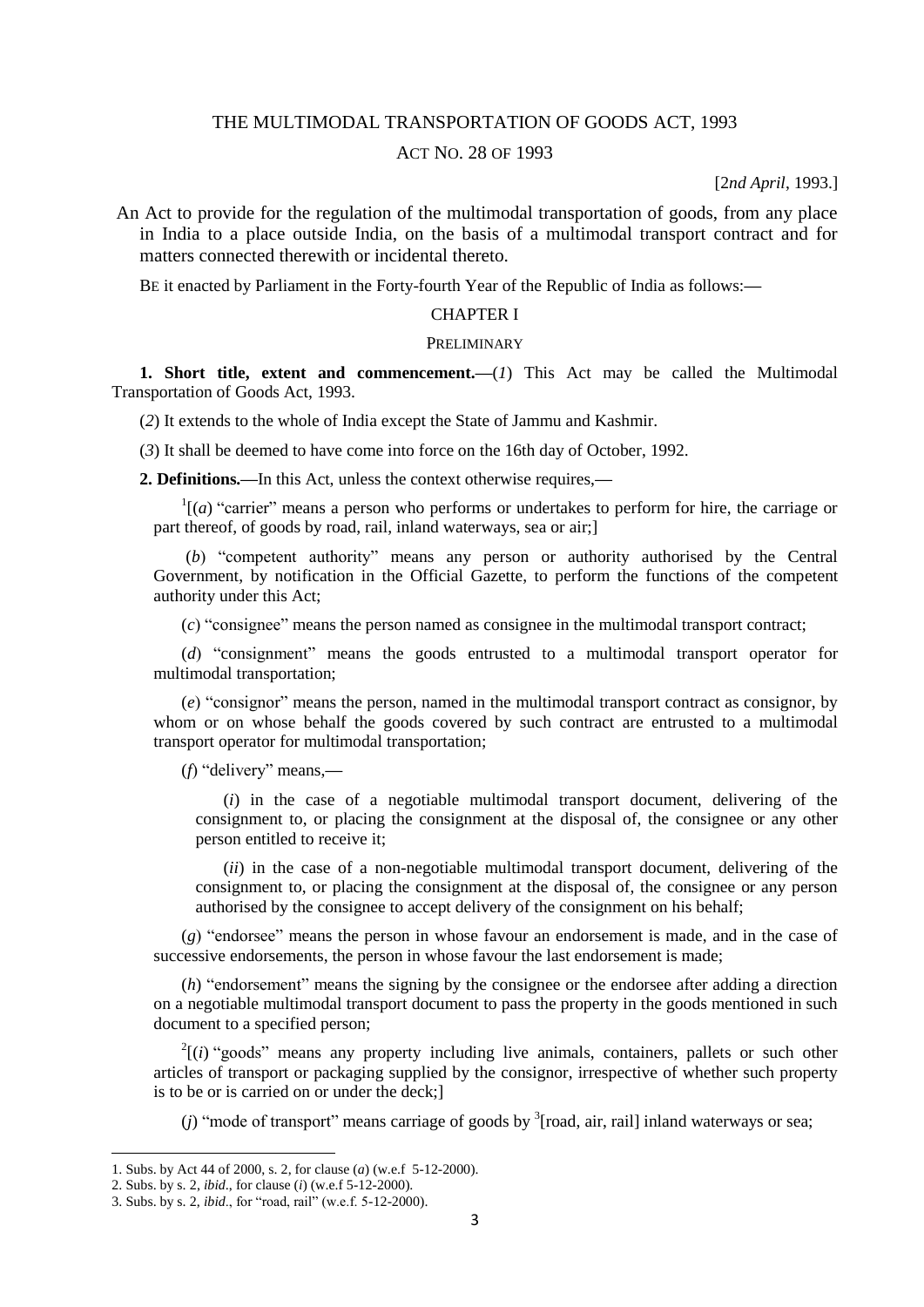# THE MULTIMODAL TRANSPORTATION OF GOODS ACT, 1993

## ACT NO. 28 OF 1993

[2*nd April*, 1993.]

An Act to provide for the regulation of the multimodal transportation of goods, from any place in India to a place outside India, on the basis of a multimodal transport contract and for matters connected therewith or incidental thereto.

BE it enacted by Parliament in the Forty-fourth Year of the Republic of India as follows:—

## CHAPTER I

### PRELIMINARY

**1. Short title, extent and commencement.**—(*1*) This Act may be called the Multimodal Transportation of Goods Act, 1993.

(*2*) It extends to the whole of India except the State of Jammu and Kashmir.

(*3*) It shall be deemed to have come into force on the 16th day of October, 1992.

**2. Definitions.**—In this Act, unless the context otherwise requires,—

[1][(*a*) "carrier" means a person who performs or undertakes to perform for hire, the carriage or part thereof, of goods by road, rail, inland waterways, sea or air;]

(*b*) "competent authority" means any person or authority authorised by the Central Government, by notification in the Official Gazette, to perform the functions of the competent authority under this Act;

(*c*) "consignee" means the person named as consignee in the multimodal transport contract;

(*d*) "consignment" means the goods entrusted to a multimodal transport operator for multimodal transportation;

(*e*) "consignor" means the person, named in the multimodal transport contract as consignor, by whom or on whose behalf the goods covered by such contract are entrusted to a multimodal transport operator for multimodal transportation;

(*f*) "delivery" means,—

(*i*) in the case of a negotiable multimodal transport document, delivering of the consignment to, or placing the consignment at the disposal of, the consignee or any other person entitled to receive it;

(*ii*) in the case of a non-negotiable multimodal transport document, delivering of the consignment to, or placing the consignment at the disposal of, the consignee or any person authorised by the consignee to accept delivery of the consignment on his behalf;

(*g*) "endorsee" means the person in whose favour an endorsement is made, and in the case of successive endorsements, the person in whose favour the last endorsement is made;

(*h*) "endorsement" means the signing by the consignee or the endorsee after adding a direction on a negotiable multimodal transport document to pass the property in the goods mentioned in such document to a specified person;

[2][(*i*) "goods" means any property including live animals, containers, pallets or such other articles of transport or packaging supplied by the consignor, irrespective of whether such property is to be or is carried on or under the deck;]

(*j*) "mode of transport" means carriage of goods by [3][road, air, rail] inland waterways or sea;

---

1. Subs. by Act 44 of 2000, s. 2, for clause (*a*) (w.e.f 5-12-2000).
2. Subs. by s. 2, *ibid*., for clause (*i*) (w.e.f 5-12-2000).
3. Subs. by s. 2, *ibid*., for "road, rail" (w.e.f. 5-12-2000).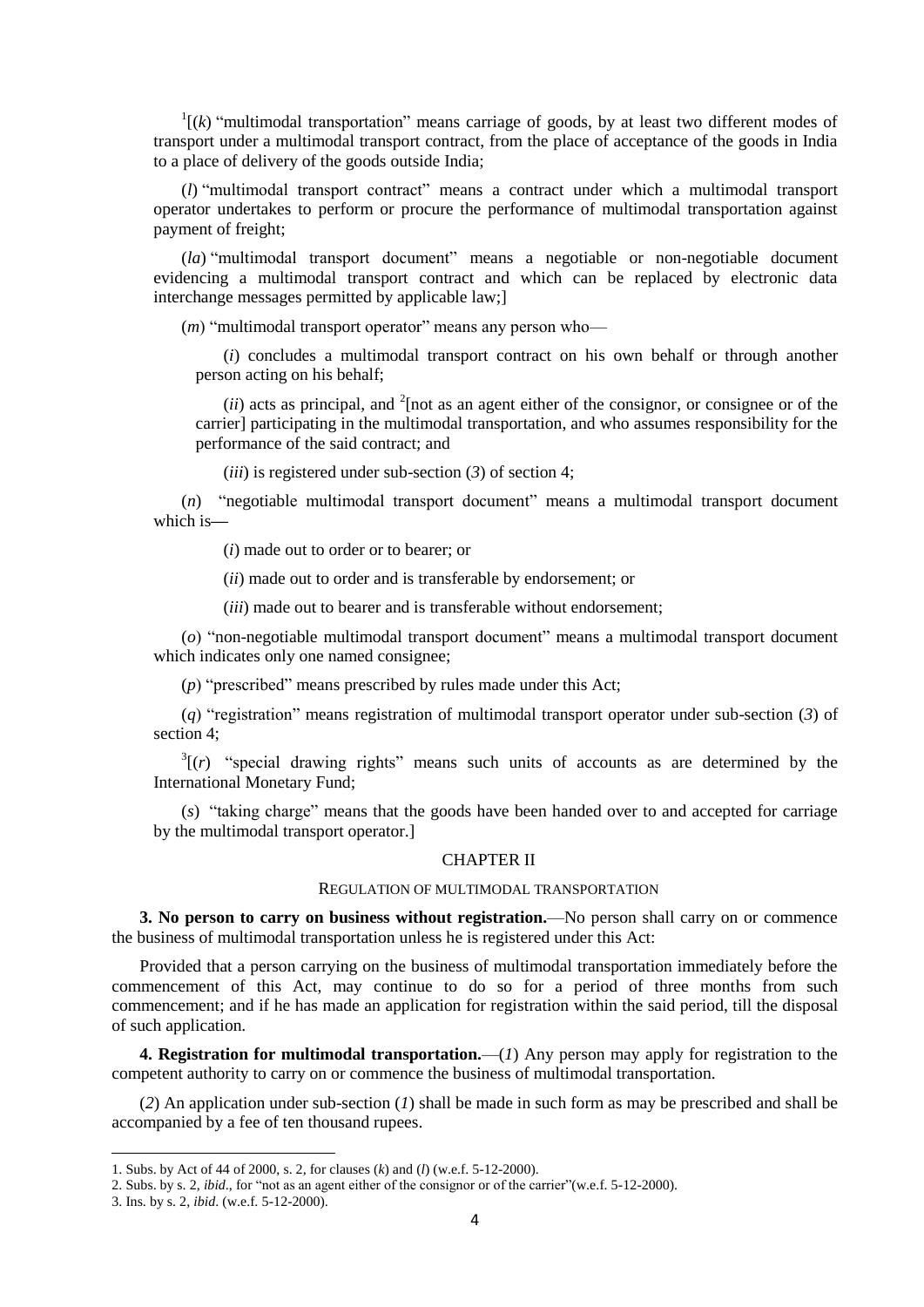[1][(*k*) "multimodal transportation" means carriage of goods, by at least two different modes of transport under a multimodal transport contract, from the place of acceptance of the goods in India to a place of delivery of the goods outside India;

(*l*) "multimodal transport contract" means a contract under which a multimodal transport operator undertakes to perform or procure the performance of multimodal transportation against payment of freight;

(*la*) "multimodal transport document" means a negotiable or non-negotiable document evidencing a multimodal transport contract and which can be replaced by electronic data interchange messages permitted by applicable law;]

(*m*) "multimodal transport operator" means any person who—

(*i*) concludes a multimodal transport contract on his own behalf or through another person acting on his behalf;

(*ii*) acts as principal, and [2][not as an agent either of the consignor, or consignee or of the carrier] participating in the multimodal transportation, and who assumes responsibility for the performance of the said contract; and

(*iii*) is registered under sub-section (*3*) of section 4;

(*n*) "negotiable multimodal transport document" means a multimodal transport document which is—

(*i*) made out to order or to bearer; or

(*ii*) made out to order and is transferable by endorsement; or

(*iii*) made out to bearer and is transferable without endorsement;

(*o*) "non-negotiable multimodal transport document" means a multimodal transport document which indicates only one named consignee;

(*p*) "prescribed" means prescribed by rules made under this Act;

(*q*) "registration" means registration of multimodal transport operator under sub-section (*3*) of section 4;

[3][(*r*) "special drawing rights" means such units of accounts as are determined by the International Monetary Fund;

(*s*) "taking charge" means that the goods have been handed over to and accepted for carriage by the multimodal transport operator.]

## CHAPTER II

### REGULATION OF MULTIMODAL TRANSPORTATION

**3. No person to carry on business without registration.**—No person shall carry on or commence the business of multimodal transportation unless he is registered under this Act:

Provided that a person carrying on the business of multimodal transportation immediately before the commencement of this Act, may continue to do so for a period of three months from such commencement; and if he has made an application for registration within the said period, till the disposal of such application.

**4. Registration for multimodal transportation.**—(*1*) Any person may apply for registration to the competent authority to carry on or commence the business of multimodal transportation.

(*2*) An application under sub-section (*1*) shall be made in such form as may be prescribed and shall be accompanied by a fee of ten thousand rupees.

---

1. Subs. by Act of 44 of 2000, s. 2, for clauses (*k*) and (*l*) (w.e.f. 5-12-2000).
2. Subs. by s. 2, *ibid*., for "not as an agent either of the consignor or of the carrier"(w.e.f. 5-12-2000).
3. Ins. by s. 2, *ibid*. (w.e.f. 5-12-2000).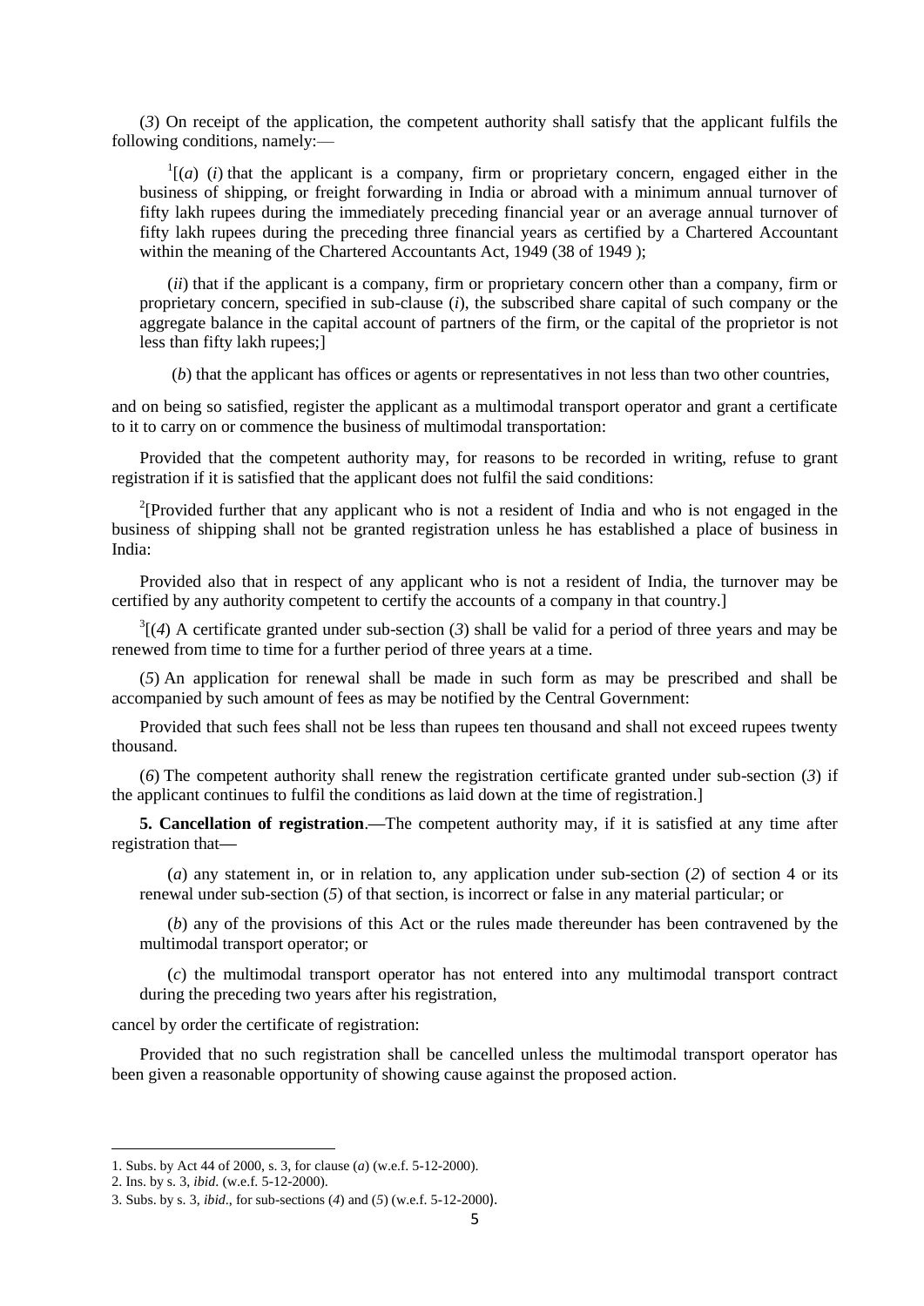(*3*) On receipt of the application, the competent authority shall satisfy that the applicant fulfils the following conditions, namely:—

[1][(*a*) (*i*) that the applicant is a company, firm or proprietary concern, engaged either in the business of shipping, or freight forwarding in India or abroad with a minimum annual turnover of fifty lakh rupees during the immediately preceding financial year or an average annual turnover of fifty lakh rupees during the preceding three financial years as certified by a Chartered Accountant within the meaning of the Chartered Accountants Act, 1949 (38 of 1949 );

(*ii*) that if the applicant is a company, firm or proprietary concern other than a company, firm or proprietary concern, specified in sub-clause (*i*), the subscribed share capital of such company or the aggregate balance in the capital account of partners of the firm, or the capital of the proprietor is not less than fifty lakh rupees;]

(*b*) that the applicant has offices or agents or representatives in not less than two other countries,

and on being so satisfied, register the applicant as a multimodal transport operator and grant a certificate to it to carry on or commence the business of multimodal transportation:

Provided that the competent authority may, for reasons to be recorded in writing, refuse to grant registration if it is satisfied that the applicant does not fulfil the said conditions:

[2][Provided further that any applicant who is not a resident of India and who is not engaged in the business of shipping shall not be granted registration unless he has established a place of business in India:

Provided also that in respect of any applicant who is not a resident of India, the turnover may be certified by any authority competent to certify the accounts of a company in that country.]

[3][(*4*) A certificate granted under sub-section (*3*) shall be valid for a period of three years and may be renewed from time to time for a further period of three years at a time.

(*5*) An application for renewal shall be made in such form as may be prescribed and shall be accompanied by such amount of fees as may be notified by the Central Government:

Provided that such fees shall not be less than rupees ten thousand and shall not exceed rupees twenty thousand.

(*6*) The competent authority shall renew the registration certificate granted under sub-section (*3*) if the applicant continues to fulfil the conditions as laid down at the time of registration.]

**5. Cancellation of registration.**—The competent authority may, if it is satisfied at any time after registration that—

(*a*) any statement in, or in relation to, any application under sub-section (*2*) of section 4 or its renewal under sub-section (*5*) of that section, is incorrect or false in any material particular; or

(*b*) any of the provisions of this Act or the rules made thereunder has been contravened by the multimodal transport operator; or

(*c*) the multimodal transport operator has not entered into any multimodal transport contract during the preceding two years after his registration,

cancel by order the certificate of registration:

Provided that no such registration shall be cancelled unless the multimodal transport operator has been given a reasonable opportunity of showing cause against the proposed action.

---

1. Subs. by Act 44 of 2000, s. 3, for clause (*a*) (w.e.f. 5-12-2000).
2. Ins. by s. 3, *ibid*. (w.e.f. 5-12-2000).
3. Subs. by s. 3, *ibid*., for sub-sections (*4*) and (*5*) (w.e.f. 5-12-2000).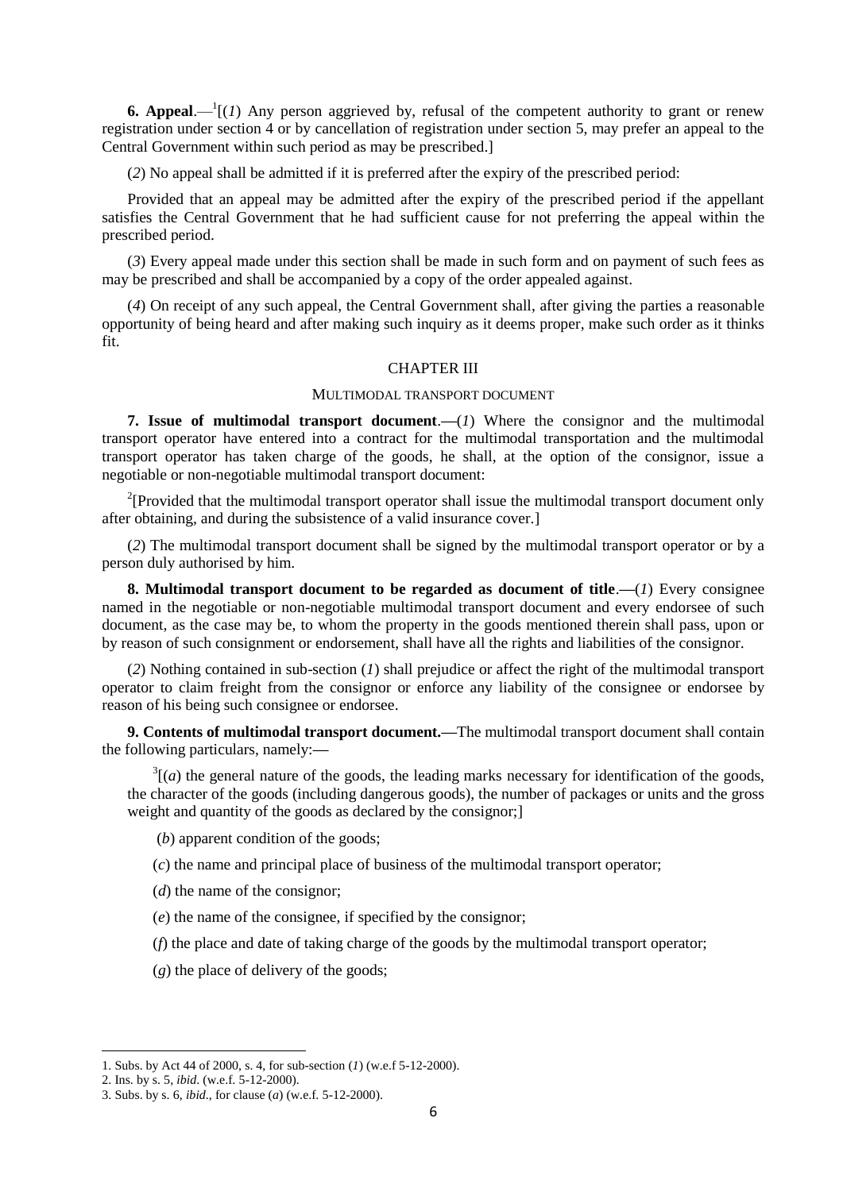**6. Appeal**.—[1][(*1*) Any person aggrieved by, refusal of the competent authority to grant or renew registration under section 4 or by cancellation of registration under section 5, may prefer an appeal to the Central Government within such period as may be prescribed.]

(*2*) No appeal shall be admitted if it is preferred after the expiry of the prescribed period:

Provided that an appeal may be admitted after the expiry of the prescribed period if the appellant satisfies the Central Government that he had sufficient cause for not preferring the appeal within the prescribed period.

(*3*) Every appeal made under this section shall be made in such form and on payment of such fees as may be prescribed and shall be accompanied by a copy of the order appealed against.

(*4*) On receipt of any such appeal, the Central Government shall, after giving the parties a reasonable opportunity of being heard and after making such inquiry as it deems proper, make such order as it thinks fit.

## CHAPTER III

### MULTIMODAL TRANSPORT DOCUMENT

**7. Issue of multimodal transport document**.—(*1*) Where the consignor and the multimodal transport operator have entered into a contract for the multimodal transportation and the multimodal transport operator has taken charge of the goods, he shall, at the option of the consignor, issue a negotiable or non-negotiable multimodal transport document:

[2][Provided that the multimodal transport operator shall issue the multimodal transport document only after obtaining, and during the subsistence of a valid insurance cover.]

(*2*) The multimodal transport document shall be signed by the multimodal transport operator or by a person duly authorised by him.

**8. Multimodal transport document to be regarded as document of title**.—(*1*) Every consignee named in the negotiable or non-negotiable multimodal transport document and every endorsee of such document, as the case may be, to whom the property in the goods mentioned therein shall pass, upon or by reason of such consignment or endorsement, shall have all the rights and liabilities of the consignor.

(*2*) Nothing contained in sub-section (*1*) shall prejudice or affect the right of the multimodal transport operator to claim freight from the consignor or enforce any liability of the consignee or endorsee by reason of his being such consignee or endorsee.

**9. Contents of multimodal transport document.**—The multimodal transport document shall contain the following particulars, namely:—

[3][(*a*) the general nature of the goods, the leading marks necessary for identification of the goods, the character of the goods (including dangerous goods), the number of packages or units and the gross weight and quantity of the goods as declared by the consignor;]

(*b*) apparent condition of the goods;

(*c*) the name and principal place of business of the multimodal transport operator;

(*d*) the name of the consignor;

(*e*) the name of the consignee, if specified by the consignor;

(*f*) the place and date of taking charge of the goods by the multimodal transport operator;

(*g*) the place of delivery of the goods;

---

1. Subs. by Act 44 of 2000, s. 4, for sub-section (*1*) (w.e.f 5-12-2000).
2. Ins. by s. 5, *ibid*. (w.e.f. 5-12-2000).
3. Subs. by s. 6, *ibid*., for clause (*a*) (w.e.f. 5-12-2000).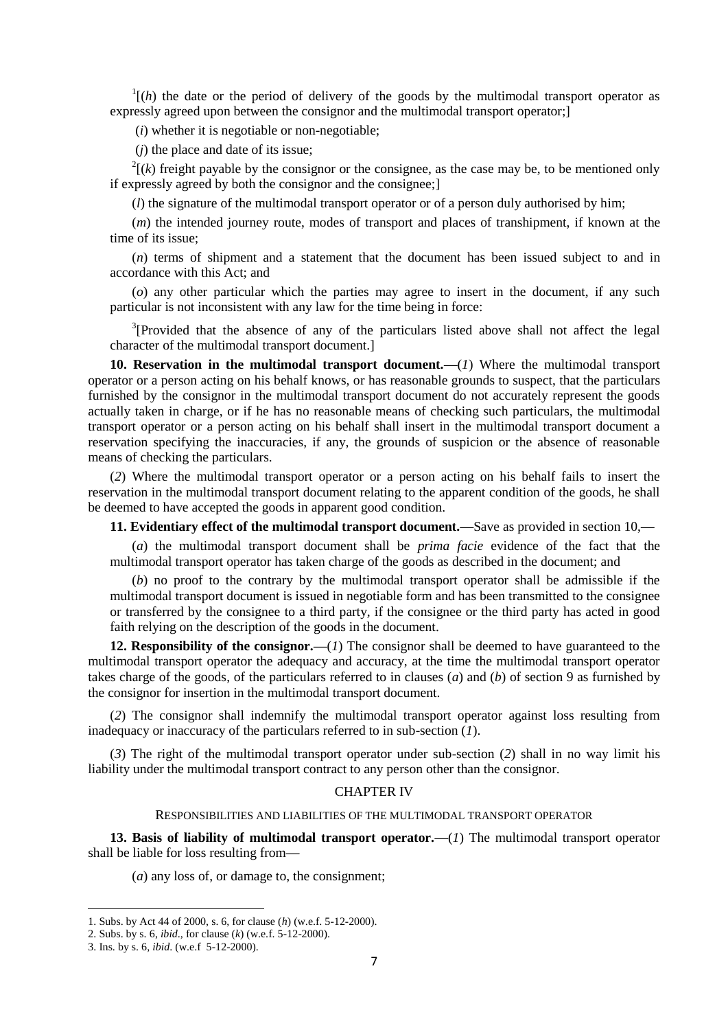[1][(*h*) the date or the period of delivery of the goods by the multimodal transport operator as expressly agreed upon between the consignor and the multimodal transport operator;]

(*i*) whether it is negotiable or non-negotiable;

(*j*) the place and date of its issue;

[2][(*k*) freight payable by the consignor or the consignee, as the case may be, to be mentioned only if expressly agreed by both the consignor and the consignee;]

(*l*) the signature of the multimodal transport operator or of a person duly authorised by him;

(*m*) the intended journey route, modes of transport and places of transhipment, if known at the time of its issue;

(*n*) terms of shipment and a statement that the document has been issued subject to and in accordance with this Act; and

(*o*) any other particular which the parties may agree to insert in the document, if any such particular is not inconsistent with any law for the time being in force:

[3][Provided that the absence of any of the particulars listed above shall not affect the legal character of the multimodal transport document.]

**10. Reservation in the multimodal transport document.—**(*1*) Where the multimodal transport operator or a person acting on his behalf knows, or has reasonable grounds to suspect, that the particulars furnished by the consignor in the multimodal transport document do not accurately represent the goods actually taken in charge, or if he has no reasonable means of checking such particulars, the multimodal transport operator or a person acting on his behalf shall insert in the multimodal transport document a reservation specifying the inaccuracies, if any, the grounds of suspicion or the absence of reasonable means of checking the particulars.

(*2*) Where the multimodal transport operator or a person acting on his behalf fails to insert the reservation in the multimodal transport document relating to the apparent condition of the goods, he shall be deemed to have accepted the goods in apparent good condition.

**11. Evidentiary effect of the multimodal transport document.—**Save as provided in section 10,—

(*a*) the multimodal transport document shall be *prima facie* evidence of the fact that the multimodal transport operator has taken charge of the goods as described in the document; and

(*b*) no proof to the contrary by the multimodal transport operator shall be admissible if the multimodal transport document is issued in negotiable form and has been transmitted to the consignee or transferred by the consignee to a third party, if the consignee or the third party has acted in good faith relying on the description of the goods in the document.

**12. Responsibility of the consignor.—**(*1*) The consignor shall be deemed to have guaranteed to the multimodal transport operator the adequacy and accuracy, at the time the multimodal transport operator takes charge of the goods, of the particulars referred to in clauses (*a*) and (*b*) of section 9 as furnished by the consignor for insertion in the multimodal transport document.

(*2*) The consignor shall indemnify the multimodal transport operator against loss resulting from inadequacy or inaccuracy of the particulars referred to in sub-section (*1*).

(*3*) The right of the multimodal transport operator under sub-section (*2*) shall in no way limit his liability under the multimodal transport contract to any person other than the consignor.

## CHAPTER IV

### RESPONSIBILITIES AND LIABILITIES OF THE MULTIMODAL TRANSPORT OPERATOR

**13. Basis of liability of multimodal transport operator.—**(*1*) The multimodal transport operator shall be liable for loss resulting from—

(*a*) any loss of, or damage to, the consignment;

---

1. Subs. by Act 44 of 2000, s. 6, for clause (*h*) (w.e.f. 5-12-2000).
2. Subs. by s. 6, *ibid*., for clause (*k*) (w.e.f. 5-12-2000).
3. Ins. by s. 6, *ibid*. (w.e.f 5-12-2000).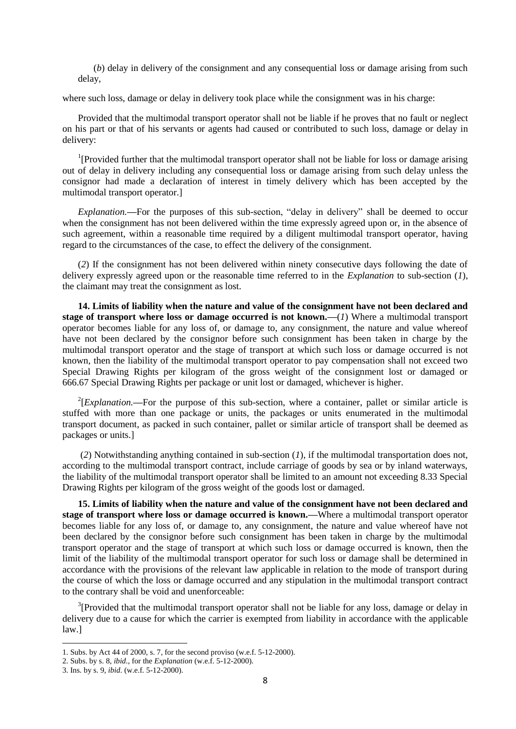(*b*) delay in delivery of the consignment and any consequential loss or damage arising from such delay,

where such loss, damage or delay in delivery took place while the consignment was in his charge:

Provided that the multimodal transport operator shall not be liable if he proves that no fault or neglect on his part or that of his servants or agents had caused or contributed to such loss, damage or delay in delivery:

[1][Provided further that the multimodal transport operator shall not be liable for loss or damage arising out of delay in delivery including any consequential loss or damage arising from such delay unless the consignor had made a declaration of interest in timely delivery which has been accepted by the multimodal transport operator.]

*Explanation.*—For the purposes of this sub-section, "delay in delivery" shall be deemed to occur when the consignment has not been delivered within the time expressly agreed upon or, in the absence of such agreement, within a reasonable time required by a diligent multimodal transport operator, having regard to the circumstances of the case, to effect the delivery of the consignment.

(*2*) If the consignment has not been delivered within ninety consecutive days following the date of delivery expressly agreed upon or the reasonable time referred to in the *Explanation* to sub-section (*1*), the claimant may treat the consignment as lost.

**14. Limits of liability when the nature and value of the consignment have not been declared and stage of transport where loss or damage occurred is not known.**—(*1*) Where a multimodal transport operator becomes liable for any loss of, or damage to, any consignment, the nature and value whereof have not been declared by the consignor before such consignment has been taken in charge by the multimodal transport operator and the stage of transport at which such loss or damage occurred is not known, then the liability of the multimodal transport operator to pay compensation shall not exceed two Special Drawing Rights per kilogram of the gross weight of the consignment lost or damaged or 666.67 Special Drawing Rights per package or unit lost or damaged, whichever is higher.

[2][*Explanation.*—For the purpose of this sub-section, where a container, pallet or similar article is stuffed with more than one package or units, the packages or units enumerated in the multimodal transport document, as packed in such container, pallet or similar article of transport shall be deemed as packages or units.]

(*2*) Notwithstanding anything contained in sub-section (*1*), if the multimodal transportation does not, according to the multimodal transport contract, include carriage of goods by sea or by inland waterways, the liability of the multimodal transport operator shall be limited to an amount not exceeding 8.33 Special Drawing Rights per kilogram of the gross weight of the goods lost or damaged.

**15. Limits of liability when the nature and value of the consignment have not been declared and stage of transport where loss or damage occurred is known.**—Where a multimodal transport operator becomes liable for any loss of, or damage to, any consignment, the nature and value whereof have not been declared by the consignor before such consignment has been taken in charge by the multimodal transport operator and the stage of transport at which such loss or damage occurred is known, then the limit of the liability of the multimodal transport operator for such loss or damage shall be determined in accordance with the provisions of the relevant law applicable in relation to the mode of transport during the course of which the loss or damage occurred and any stipulation in the multimodal transport contract to the contrary shall be void and unenforceable:

[3][Provided that the multimodal transport operator shall not be liable for any loss, damage or delay in delivery due to a cause for which the carrier is exempted from liability in accordance with the applicable law.]

---

1. Subs. by Act 44 of 2000, s. 7, for the second proviso (w.e.f. 5-12-2000).
2. Subs. by s. 8, *ibid*., for the *Explanation* (w.e.f. 5-12-2000).
3. Ins. by s. 9, *ibid*. (w.e.f. 5-12-2000).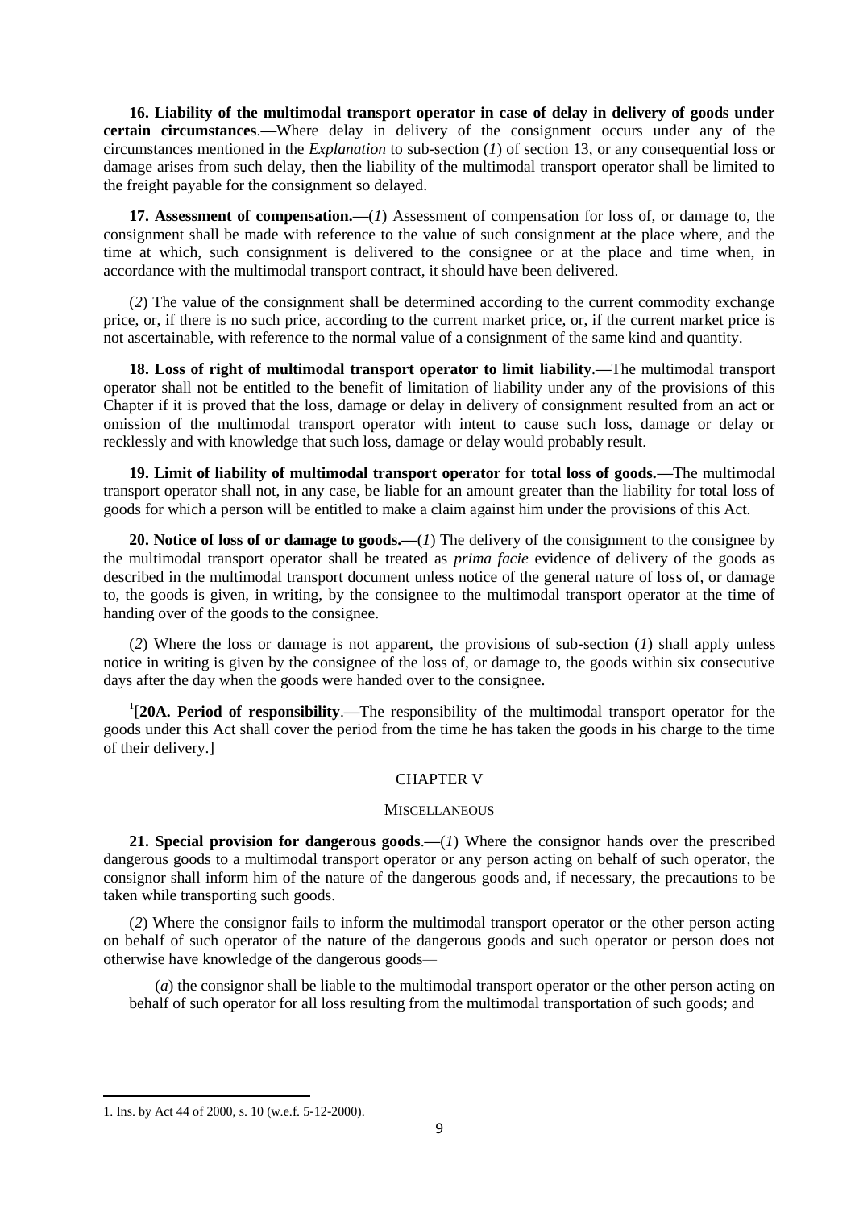**16. Liability of the multimodal transport operator in case of delay in delivery of goods under certain circumstances**.—Where delay in delivery of the consignment occurs under any of the circumstances mentioned in the *Explanation* to sub-section (*1*) of section 13, or any consequential loss or damage arises from such delay, then the liability of the multimodal transport operator shall be limited to the freight payable for the consignment so delayed.

**17. Assessment of compensation.**—(*1*) Assessment of compensation for loss of, or damage to, the consignment shall be made with reference to the value of such consignment at the place where, and the time at which, such consignment is delivered to the consignee or at the place and time when, in accordance with the multimodal transport contract, it should have been delivered.

(*2*) The value of the consignment shall be determined according to the current commodity exchange price, or, if there is no such price, according to the current market price, or, if the current market price is not ascertainable, with reference to the normal value of a consignment of the same kind and quantity.

**18. Loss of right of multimodal transport operator to limit liability**.—The multimodal transport operator shall not be entitled to the benefit of limitation of liability under any of the provisions of this Chapter if it is proved that the loss, damage or delay in delivery of consignment resulted from an act or omission of the multimodal transport operator with intent to cause such loss, damage or delay or recklessly and with knowledge that such loss, damage or delay would probably result.

**19. Limit of liability of multimodal transport operator for total loss of goods.**—The multimodal transport operator shall not, in any case, be liable for an amount greater than the liability for total loss of goods for which a person will be entitled to make a claim against him under the provisions of this Act.

**20. Notice of loss of or damage to goods.**—(*1*) The delivery of the consignment to the consignee by the multimodal transport operator shall be treated as *prima facie* evidence of delivery of the goods as described in the multimodal transport document unless notice of the general nature of loss of, or damage to, the goods is given, in writing, by the consignee to the multimodal transport operator at the time of handing over of the goods to the consignee.

(*2*) Where the loss or damage is not apparent, the provisions of sub-section (*1*) shall apply unless notice in writing is given by the consignee of the loss of, or damage to, the goods within six consecutive days after the day when the goods were handed over to the consignee.

[1][**20A. Period of responsibility**.—The responsibility of the multimodal transport operator for the goods under this Act shall cover the period from the time he has taken the goods in his charge to the time of their delivery.]

## CHAPTER V

### MISCELLANEOUS

**21. Special provision for dangerous goods**.—(*1*) Where the consignor hands over the prescribed dangerous goods to a multimodal transport operator or any person acting on behalf of such operator, the consignor shall inform him of the nature of the dangerous goods and, if necessary, the precautions to be taken while transporting such goods.

(*2*) Where the consignor fails to inform the multimodal transport operator or the other person acting on behalf of such operator of the nature of the dangerous goods and such operator or person does not otherwise have knowledge of the dangerous goods—

(*a*) the consignor shall be liable to the multimodal transport operator or the other person acting on behalf of such operator for all loss resulting from the multimodal transportation of such goods; and

---

1. Ins. by Act 44 of 2000, s. 10 (w.e.f. 5-12-2000).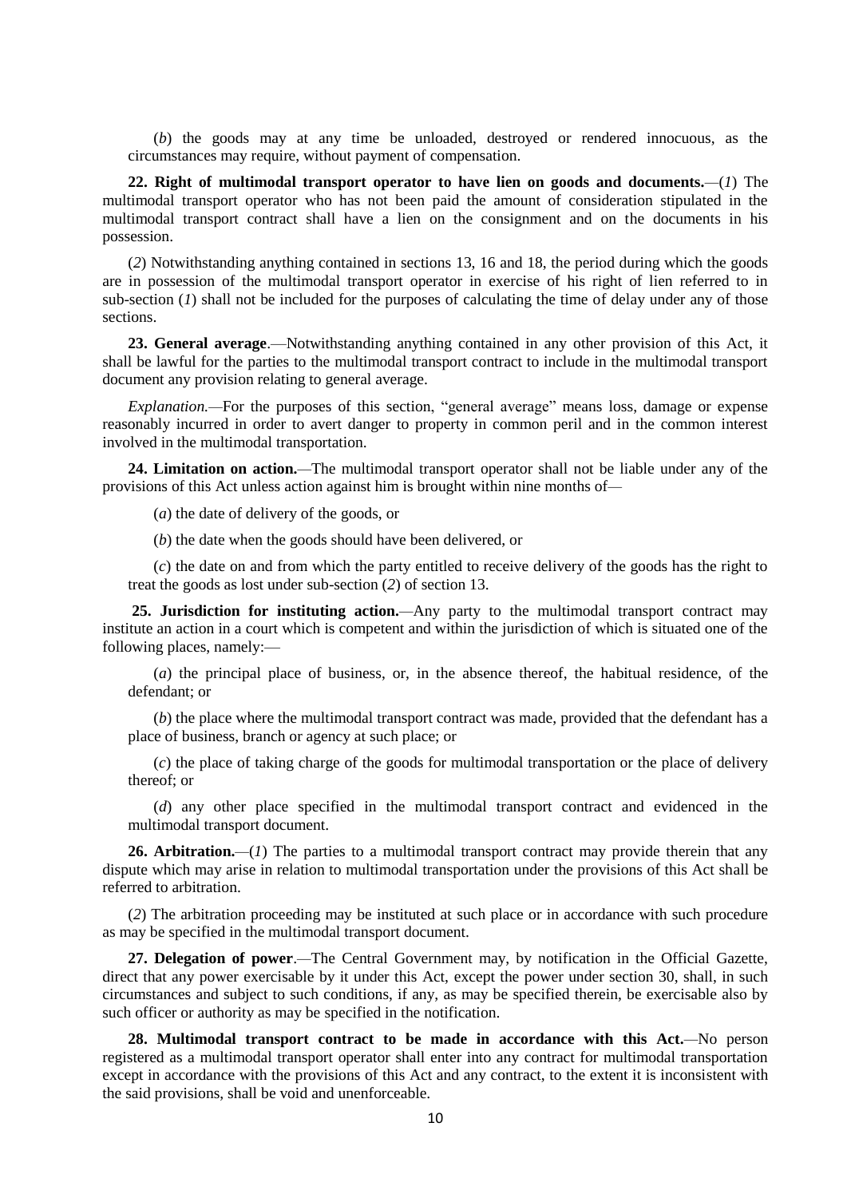(*b*) the goods may at any time be unloaded, destroyed or rendered innocuous, as the circumstances may require, without payment of compensation.

**22. Right of multimodal transport operator to have lien on goods and documents.**—(*1*) The multimodal transport operator who has not been paid the amount of consideration stipulated in the multimodal transport contract shall have a lien on the consignment and on the documents in his possession.

(*2*) Notwithstanding anything contained in sections 13, 16 and 18, the period during which the goods are in possession of the multimodal transport operator in exercise of his right of lien referred to in sub-section (*1*) shall not be included for the purposes of calculating the time of delay under any of those sections.

**23. General average**.—Notwithstanding anything contained in any other provision of this Act, it shall be lawful for the parties to the multimodal transport contract to include in the multimodal transport document any provision relating to general average.

*Explanation.*—For the purposes of this section, "general average" means loss, damage or expense reasonably incurred in order to avert danger to property in common peril and in the common interest involved in the multimodal transportation.

**24. Limitation on action.**—The multimodal transport operator shall not be liable under any of the provisions of this Act unless action against him is brought within nine months of—

(*a*) the date of delivery of the goods, or

(*b*) the date when the goods should have been delivered, or

(*c*) the date on and from which the party entitled to receive delivery of the goods has the right to treat the goods as lost under sub-section (*2*) of section 13.

**25. Jurisdiction for instituting action.**—Any party to the multimodal transport contract may institute an action in a court which is competent and within the jurisdiction of which is situated one of the following places, namely:—

(*a*) the principal place of business, or, in the absence thereof, the habitual residence, of the defendant; or

(*b*) the place where the multimodal transport contract was made, provided that the defendant has a place of business, branch or agency at such place; or

(*c*) the place of taking charge of the goods for multimodal transportation or the place of delivery thereof; or

(*d*) any other place specified in the multimodal transport contract and evidenced in the multimodal transport document.

**26. Arbitration.**—(*1*) The parties to a multimodal transport contract may provide therein that any dispute which may arise in relation to multimodal transportation under the provisions of this Act shall be referred to arbitration.

(*2*) The arbitration proceeding may be instituted at such place or in accordance with such procedure as may be specified in the multimodal transport document.

**27. Delegation of power**.—The Central Government may, by notification in the Official Gazette, direct that any power exercisable by it under this Act, except the power under section 30, shall, in such circumstances and subject to such conditions, if any, as may be specified therein, be exercisable also by such officer or authority as may be specified in the notification.

**28. Multimodal transport contract to be made in accordance with this Act.**—No person registered as a multimodal transport operator shall enter into any contract for multimodal transportation except in accordance with the provisions of this Act and any contract, to the extent it is inconsistent with the said provisions, shall be void and unenforceable.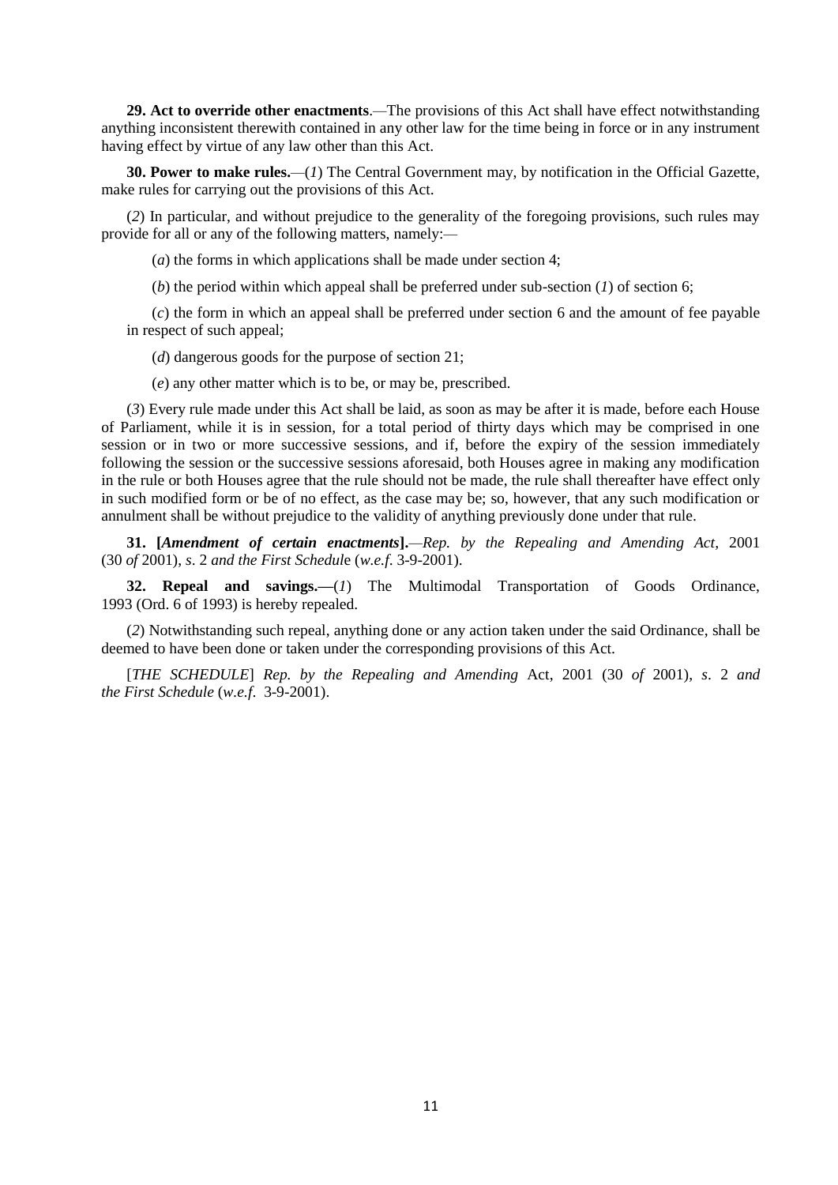**29. Act to override other enactments**.—The provisions of this Act shall have effect notwithstanding anything inconsistent therewith contained in any other law for the time being in force or in any instrument having effect by virtue of any law other than this Act.

**30. Power to make rules.**—(*1*) The Central Government may, by notification in the Official Gazette, make rules for carrying out the provisions of this Act.

(*2*) In particular, and without prejudice to the generality of the foregoing provisions, such rules may provide for all or any of the following matters, namely:—

(*a*) the forms in which applications shall be made under section 4;

(*b*) the period within which appeal shall be preferred under sub-section (*1*) of section 6;

(*c*) the form in which an appeal shall be preferred under section 6 and the amount of fee payable in respect of such appeal;

(*d*) dangerous goods for the purpose of section 21;

(*e*) any other matter which is to be, or may be, prescribed.

(*3*) Every rule made under this Act shall be laid, as soon as may be after it is made, before each House of Parliament, while it is in session, for a total period of thirty days which may be comprised in one session or in two or more successive sessions, and if, before the expiry of the session immediately following the session or the successive sessions aforesaid, both Houses agree in making any modification in the rule or both Houses agree that the rule should not be made, the rule shall thereafter have effect only in such modified form or be of no effect, as the case may be; so, however, that any such modification or annulment shall be without prejudice to the validity of anything previously done under that rule.

**31. [*Amendment of certain enactments*].**—*Rep. by the Repealing and Amending Act,* 2001 (30 *of* 2001), *s*. 2 *and the First Schedul*e (*w.e.f.* 3-9-2001).

**32. Repeal and savings.—**(*1*) The Multimodal Transportation of Goods Ordinance, 1993 (Ord. 6 of 1993) is hereby repealed.

(*2*) Notwithstanding such repeal, anything done or any action taken under the said Ordinance, shall be deemed to have been done or taken under the corresponding provisions of this Act.

[*THE SCHEDULE*] *Rep. by the Repealing and Amending* Act, 2001 (30 *of* 2001), *s*. 2 *and the First Schedule* (*w.e.f.* 3-9-2001).